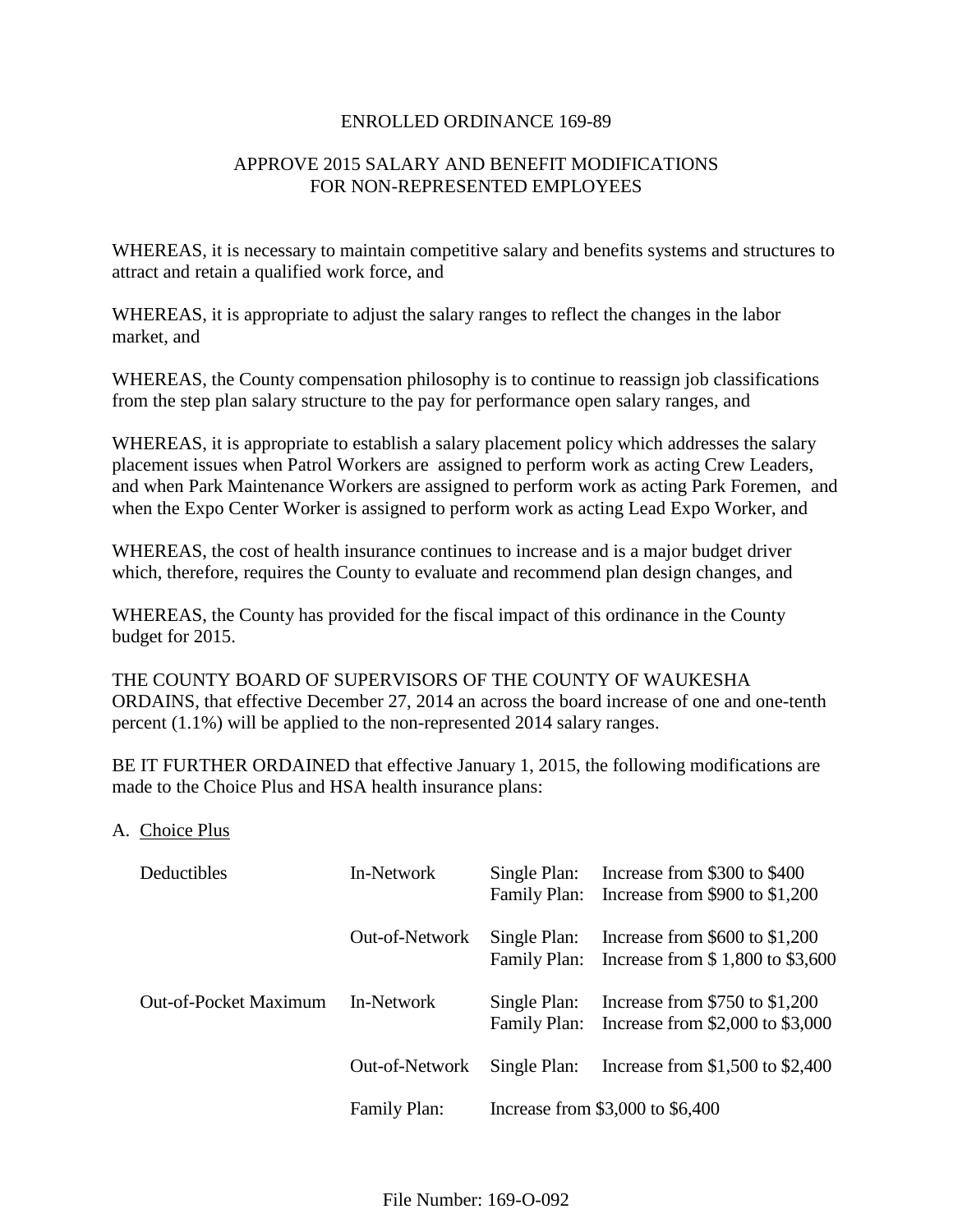ENROLLED ORDINANCE 169-89

APPROVE 2015 SALARY AND BENEFIT MODIFICATIONS FOR NON-REPRESENTED EMPLOYEES

WHEREAS, it is necessary to maintain competitive salary and benefits systems and structures to attract and retain a qualified work force, and

WHEREAS, it is appropriate to adjust the salary ranges to reflect the changes in the labor market, and

WHEREAS, the County compensation philosophy is to continue to reassign job classifications from the step plan salary structure to the pay for performance open salary ranges, and

WHEREAS, it is appropriate to establish a salary placement policy which addresses the salary placement issues when Patrol Workers are assigned to perform work as acting Crew Leaders, and when Park Maintenance Workers are assigned to perform work as acting Park Foremen, and when the Expo Center Worker is assigned to perform work as acting Lead Expo Worker, and

WHEREAS, the cost of health insurance continues to increase and is a major budget driver which, therefore, requires the County to evaluate and recommend plan design changes, and

WHEREAS, the County has provided for the fiscal impact of this ordinance in the County budget for 2015.

THE COUNTY BOARD OF SUPERVISORS OF THE COUNTY OF WAUKESHA ORDAINS, that effective December 27, 2014 an across the board increase of one and one-tenth percent (1.1%) will be applied to the non-represented 2014 salary ranges.

BE IT FURTHER ORDAINED that effective January 1, 2015, the following modifications are made to the Choice Plus and HSA health insurance plans:

A. Choice Plus

| | | | |
|---|---|---|---|
| Deductibles | In-Network | Single Plan: | Increase from $300 to $400 |
| | | Family Plan: | Increase from $900 to $1,200 |
| | Out-of-Network | Single Plan: | Increase from $600 to $1,200 |
| | | Family Plan: | Increase from $ 1,800 to $3,600 |
| Out-of-Pocket Maximum | In-Network | Single Plan: | Increase from $750 to $1,200 |
| | | Family Plan: | Increase from $2,000 to $3,000 |
| | Out-of-Network | Single Plan: | Increase from $1,500 to $2,400 |
| | Family Plan: | Increase from $3,000 to $6,400 | |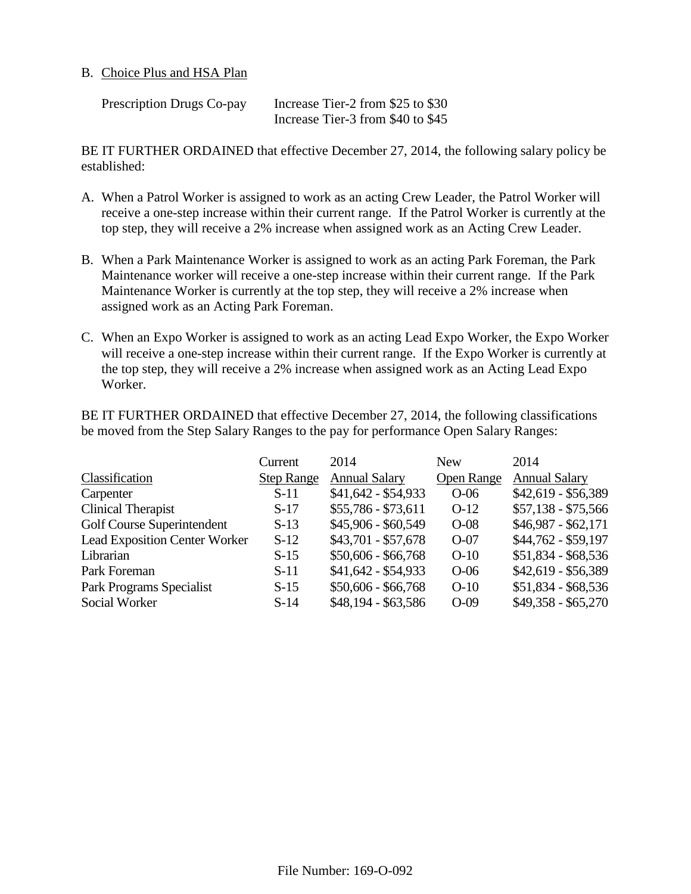B. Choice Plus and HSA Plan

| Prescription Drugs Co-pay | Increase Tier-2 from $25 to $30<br>Increase Tier-3 from $40 to $45 |
|---|---|

BE IT FURTHER ORDAINED that effective December 27, 2014, the following salary policy be established:

A. When a Patrol Worker is assigned to work as an acting Crew Leader, the Patrol Worker will receive a one-step increase within their current range. If the Patrol Worker is currently at the top step, they will receive a 2% increase when assigned work as an Acting Crew Leader.

B. When a Park Maintenance Worker is assigned to work as an acting Park Foreman, the Park Maintenance worker will receive a one-step increase within their current range. If the Park Maintenance Worker is currently at the top step, they will receive a 2% increase when assigned work as an Acting Park Foreman.

C. When an Expo Worker is assigned to work as an acting Lead Expo Worker, the Expo Worker will receive a one-step increase within their current range. If the Expo Worker is currently at the top step, they will receive a 2% increase when assigned work as an Acting Lead Expo Worker.

BE IT FURTHER ORDAINED that effective December 27, 2014, the following classifications be moved from the Step Salary Ranges to the pay for performance Open Salary Ranges:

| Classification | Current Step Range | 2014 Annual Salary | New Open Range | 2014 Annual Salary |
|---|---|---|---|---|
| Carpenter | S-11 | $41,642 - $54,933 | O-06 | $42,619 - $56,389 |
| Clinical Therapist | S-17 | $55,786 - $73,611 | O-12 | $57,138 - $75,566 |
| Golf Course Superintendent | S-13 | $45,906 - $60,549 | O-08 | $46,987 - $62,171 |
| Lead Exposition Center Worker | S-12 | $43,701 - $57,678 | O-07 | $44,762 - $59,197 |
| Librarian | S-15 | $50,606 - $66,768 | O-10 | $51,834 - $68,536 |
| Park Foreman | S-11 | $41,642 - $54,933 | O-06 | $42,619 - $56,389 |
| Park Programs Specialist | S-15 | $50,606 - $66,768 | O-10 | $51,834 - $68,536 |
| Social Worker | S-14 | $48,194 - $63,586 | O-09 | $49,358 - $65,270 |

File Number: 169-O-092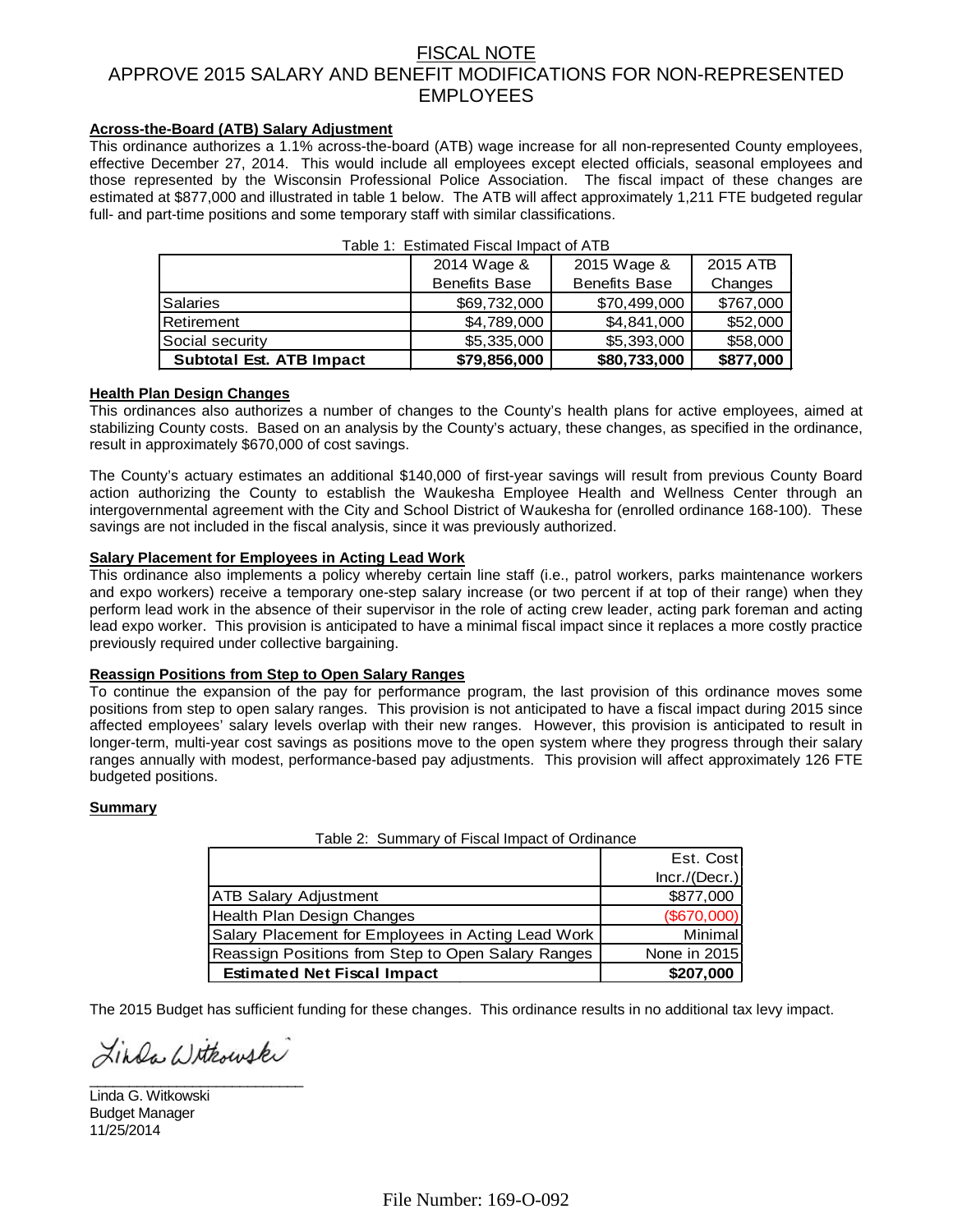# FISCAL NOTE
## APPROVE 2015 SALARY AND BENEFIT MODIFICATIONS FOR NON-REPRESENTED EMPLOYEES

**Across-the-Board (ATB) Salary Adjustment**

This ordinance authorizes a 1.1% across-the-board (ATB) wage increase for all non-represented County employees, effective December 27, 2014. This would include all employees except elected officials, seasonal employees and those represented by the Wisconsin Professional Police Association. The fiscal impact of these changes are estimated at $877,000 and illustrated in table 1 below. The ATB will affect approximately 1,211 FTE budgeted regular full- and part-time positions and some temporary staff with similar classifications.

Table 1: Estimated Fiscal Impact of ATB

| | 2014 Wage & Benefits Base | 2015 Wage & Benefits Base | 2015 ATB Changes |
|---|---|---|---|
| Salaries | $69,732,000 | $70,499,000 | $767,000 |
| Retirement | $4,789,000 | $4,841,000 | $52,000 |
| Social security | $5,335,000 | $5,393,000 | $58,000 |
| **Subtotal Est. ATB Impact** | **$79,856,000** | **$80,733,000** | **$877,000** |

**Health Plan Design Changes**

This ordinances also authorizes a number of changes to the County's health plans for active employees, aimed at stabilizing County costs. Based on an analysis by the County's actuary, these changes, as specified in the ordinance, result in approximately $670,000 of cost savings.

The County's actuary estimates an additional $140,000 of first-year savings will result from previous County Board action authorizing the County to establish the Waukesha Employee Health and Wellness Center through an intergovernmental agreement with the City and School District of Waukesha for (enrolled ordinance 168-100). These savings are not included in the fiscal analysis, since it was previously authorized.

**Salary Placement for Employees in Acting Lead Work**

This ordinance also implements a policy whereby certain line staff (i.e., patrol workers, parks maintenance workers and expo workers) receive a temporary one-step salary increase (or two percent if at top of their range) when they perform lead work in the absence of their supervisor in the role of acting crew leader, acting park foreman and acting lead expo worker. This provision is anticipated to have a minimal fiscal impact since it replaces a more costly practice previously required under collective bargaining.

**Reassign Positions from Step to Open Salary Ranges**

To continue the expansion of the pay for performance program, the last provision of this ordinance moves some positions from step to open salary ranges. This provision is not anticipated to have a fiscal impact during 2015 since affected employees' salary levels overlap with their new ranges. However, this provision is anticipated to result in longer-term, multi-year cost savings as positions move to the open system where they progress through their salary ranges annually with modest, performance-based pay adjustments. This provision will affect approximately 126 FTE budgeted positions.

**Summary**

Table 2: Summary of Fiscal Impact of Ordinance

| | Est. Cost Incr./(Decr.) |
|---|---|
| ATB Salary Adjustment | $877,000 |
| Health Plan Design Changes | ($670,000) |
| Salary Placement for Employees in Acting Lead Work | Minimal |
| Reassign Positions from Step to Open Salary Ranges | None in 2015 |
| **Estimated Net Fiscal Impact** | **$207,000** |

The 2015 Budget has sufficient funding for these changes. This ordinance results in no additional tax levy impact.

Linda G. Witkowski
Budget Manager
11/25/2014

File Number: 169-O-092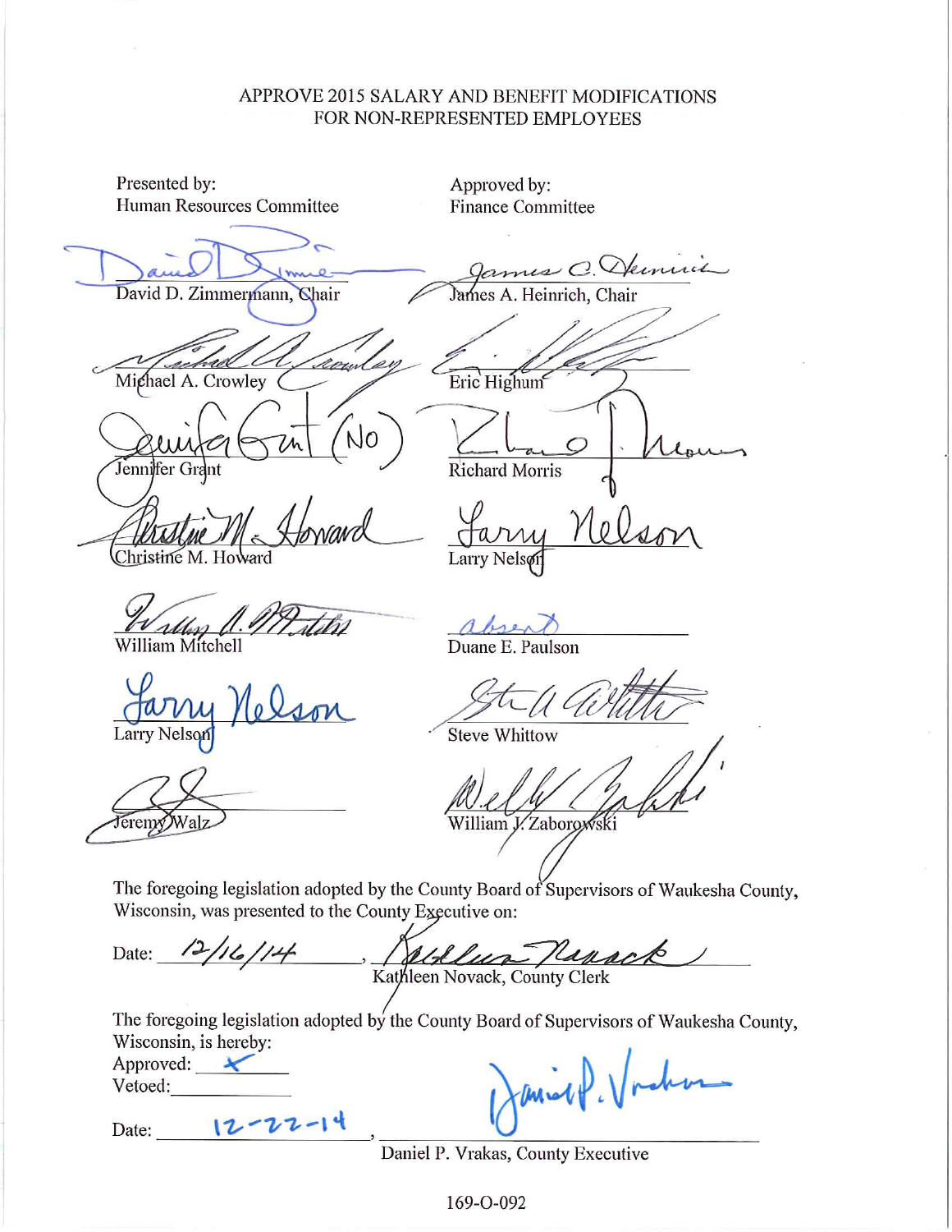APPROVE 2015 SALARY AND BENEFIT MODIFICATIONS FOR NON-REPRESENTED EMPLOYEES

| Presented by: Human Resources Committee | Approved by: Finance Committee |
|---|---|
| David D. Zimmermann, Chair | James A. Heinrich, Chair |
| Michael A. Crowley | Eric Highum |
| Jennifer Grant (NO) | Richard Morris |
| Christine M. Howard | Larry Nelson |
| William Mitchell | absent Duane E. Paulson |
| Larry Nelson | Steve Whittow |
| Jeremy Walz | William J. Zaborowski |

The foregoing legislation adopted by the County Board of Supervisors of Waukesha County, Wisconsin, was presented to the County Executive on:

Date: 12/16/14, Kathleen Novack, County Clerk

The foregoing legislation adopted by the County Board of Supervisors of Waukesha County, Wisconsin, is hereby:

Approved: X

Vetoed: ____________

Date: 12-22-14, Daniel P. Vrakas, County Executive

169-O-092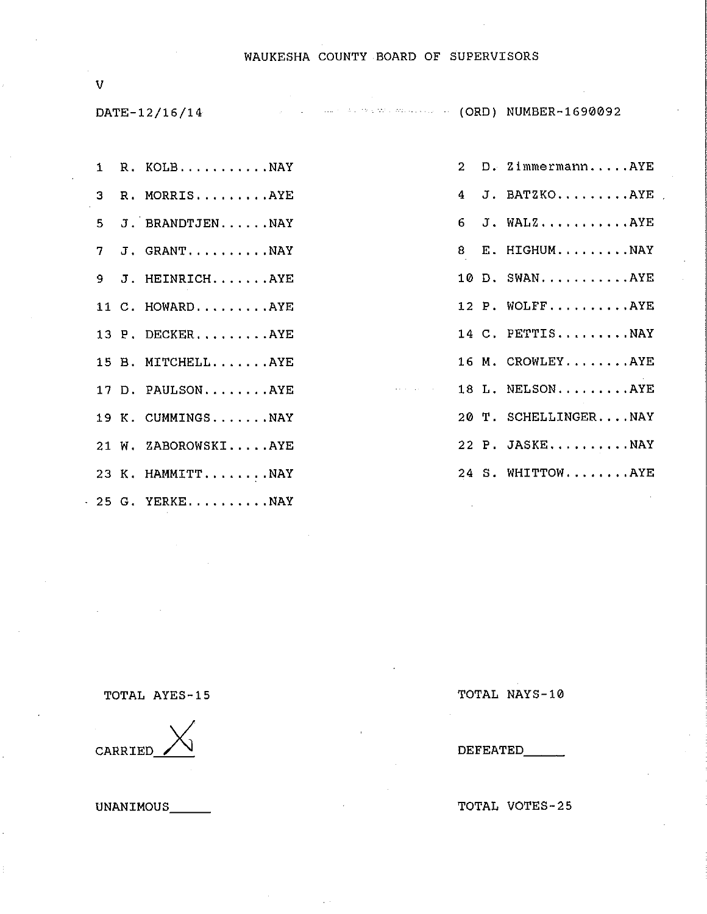# WAUKESHA COUNTY BOARD OF SUPERVISORS

V

DATE-12/16/14 (ORD) NUMBER-1690092

1 R. KOLB...........NAY

2 D. Zimmermann.....AYE

3 R. MORRIS.........AYE

4 J. BATZKO.........AYE

5 J. BRANDTJEN......NAY

6 J. WALZ...........AYE

7 J. GRANT..........NAY

8 E. HIGHUM.........NAY

9 J. HEINRICH.......AYE

10 D. SWAN...........AYE

11 C. HOWARD.........AYE

12 P. WOLFF..........AYE

13 P. DECKER.........AYE

14 C. PETTIS.........NAY

15 B. MITCHELL.......AYE

16 M. CROWLEY........AYE

17 D. PAULSON........AYE

18 L. NELSON.........AYE

19 K. CUMMINGS.......NAY

20 T. SCHELLINGER....NAY

21 W. ZABOROWSKI.....AYE

22 P. JASKE..........NAY

23 K. HAMMITT........NAY

24 S. WHITTOW........AYE

25 G. YERKE..........NAY

TOTAL AYES-15

TOTAL NAYS-10

CARRIED X

DEFEATED_____

UNANIMOUS_____

TOTAL VOTES-25